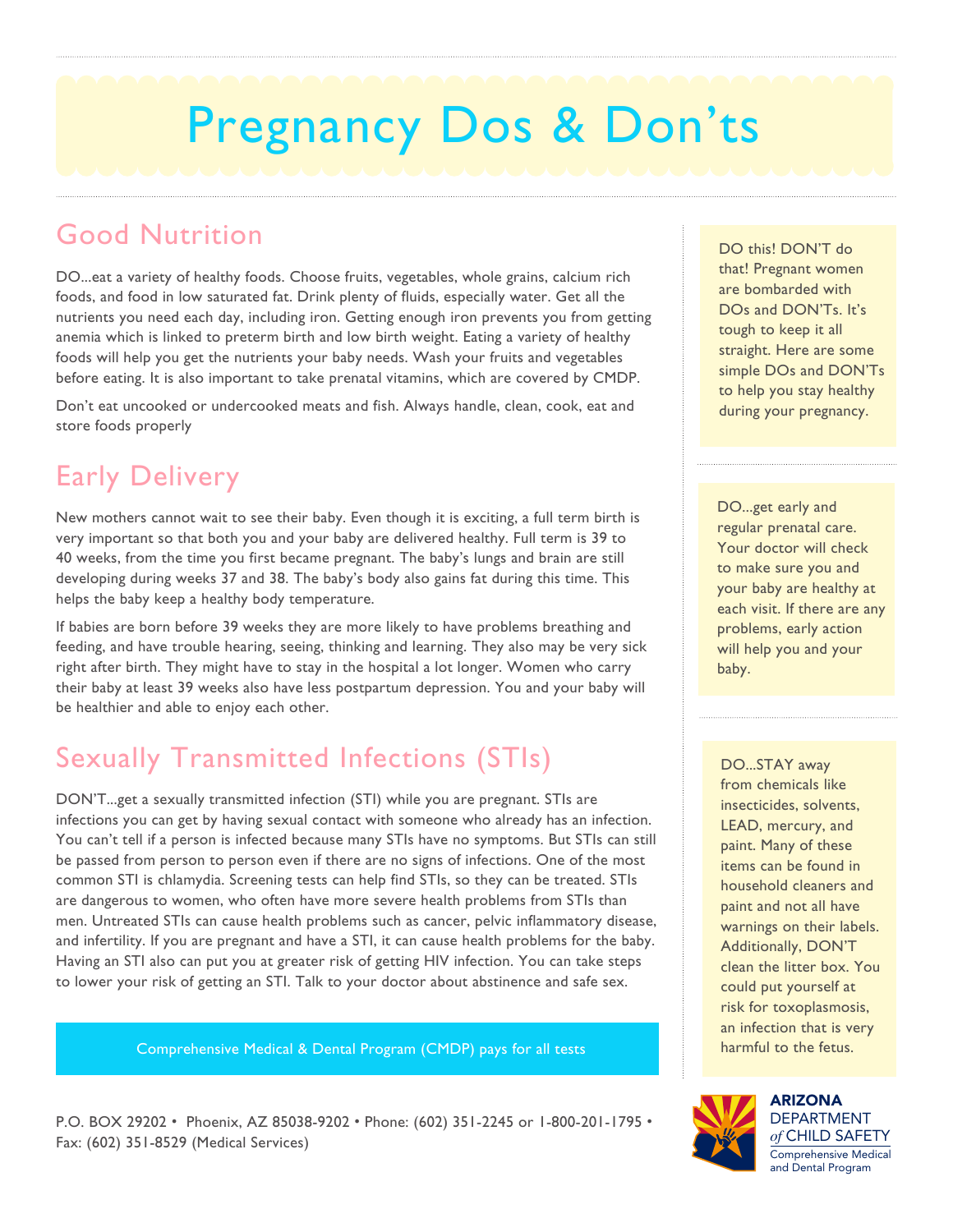# Pregnancy Dos & Don'ts

## Good Nutrition

DO...eat a variety of healthy foods. Choose fruits, vegetables, whole grains, calcium rich foods, and food in low saturated fat. Drink plenty of fluids, especially water. Get all the nutrients you need each day, including iron. Getting enough iron prevents you from getting anemia which is linked to preterm birth and low birth weight. Eating a variety of healthy foods will help you get the nutrients your baby needs. Wash your fruits and vegetables before eating. It is also important to take prenatal vitamins, which are covered by CMDP.

Don't eat uncooked or undercooked meats and fish. Always handle, clean, cook, eat and store foods properly

## Early Delivery

New mothers cannot wait to see their baby. Even though it is exciting, a full term birth is very important so that both you and your baby are delivered healthy. Full term is 39 to 40 weeks, from the time you first became pregnant. The baby's lungs and brain are still developing during weeks 37 and 38. The baby's body also gains fat during this time. This helps the baby keep a healthy body temperature.

If babies are born before 39 weeks they are more likely to have problems breathing and feeding, and have trouble hearing, seeing, thinking and learning. They also may be very sick right after birth. They might have to stay in the hospital a lot longer. Women who carry their baby at least 39 weeks also have less postpartum depression. You and your baby will be healthier and able to enjoy each other.

## Sexually Transmitted Infections (STIs)

DON'T...get a sexually transmitted infection (STI) while you are pregnant. STIs are infections you can get by having sexual contact with someone who already has an infection. You can't tell if a person is infected because many STIs have no symptoms. But STIs can still be passed from person to person even if there are no signs of infections. One of the most common STI is chlamydia. Screening tests can help find STIs, so they can be treated. STIs are dangerous to women, who often have more severe health problems from STIs than men. Untreated STIs can cause health problems such as cancer, pelvic inflammatory disease, and infertility. If you are pregnant and have a STI, it can cause health problems for the baby. Having an STI also can put you at greater risk of getting HIV infection. You can take steps to lower your risk of getting an STI. Talk to your doctor about abstinence and safe sex.

Comprehensive Medical & Dental Program (CMDP) pays for all tests

DO this! DON'T do that! Pregnant women are bombarded with DOs and DON'Ts. It's tough to keep it all straight. Here are some simple DOs and DON'Ts to help you stay healthy during your pregnancy.

DO...get early and regular prenatal care. Your doctor will check to make sure you and your baby are healthy at each visit. If there are any problems, early action will help you and your baby.

DO...STAY away from chemicals like insecticides, solvents, LEAD, mercury, and paint. Many of these items can be found in household cleaners and paint and not all have warnings on their labels. Additionally, DON'T clean the litter box. You could put yourself at risk for toxoplasmosis, an infection that is very harmful to the fetus.

P.O. BOX 29202 • Phoenix, AZ 85038-9202 • Phone: (602) 351-2245 or 1-800-201-1795 • Fax: (602) 351-8529 (Medical Services)

**ARIZONA**
DEPARTMENT *of* CHILD SAFETY
Comprehensive Medical and Dental Program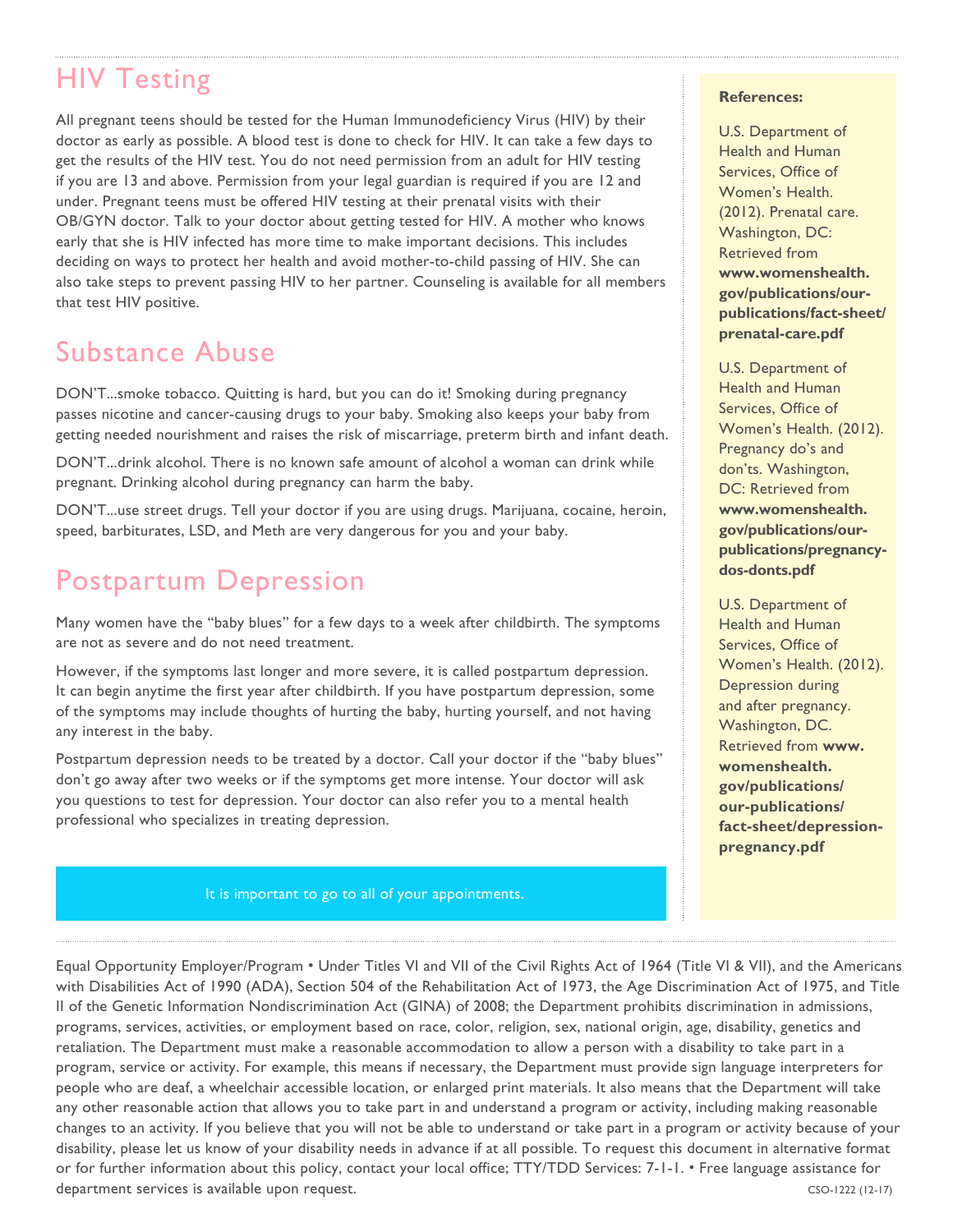## HIV Testing

All pregnant teens should be tested for the Human Immunodeficiency Virus (HIV) by their doctor as early as possible. A blood test is done to check for HIV. It can take a few days to get the results of the HIV test. You do not need permission from an adult for HIV testing if you are 13 and above. Permission from your legal guardian is required if you are 12 and under. Pregnant teens must be offered HIV testing at their prenatal visits with their OB/GYN doctor. Talk to your doctor about getting tested for HIV. A mother who knows early that she is HIV infected has more time to make important decisions. This includes deciding on ways to protect her health and avoid mother-to-child passing of HIV. She can also take steps to prevent passing HIV to her partner. Counseling is available for all members that test HIV positive.

## Substance Abuse

DON'T...smoke tobacco. Quitting is hard, but you can do it! Smoking during pregnancy passes nicotine and cancer-causing drugs to your baby. Smoking also keeps your baby from getting needed nourishment and raises the risk of miscarriage, preterm birth and infant death.

DON'T...drink alcohol. There is no known safe amount of alcohol a woman can drink while pregnant. Drinking alcohol during pregnancy can harm the baby.

DON'T...use street drugs. Tell your doctor if you are using drugs. Marijuana, cocaine, heroin, speed, barbiturates, LSD, and Meth are very dangerous for you and your baby.

## Postpartum Depression

Many women have the "baby blues" for a few days to a week after childbirth. The symptoms are not as severe and do not need treatment.

However, if the symptoms last longer and more severe, it is called postpartum depression. It can begin anytime the first year after childbirth. If you have postpartum depression, some of the symptoms may include thoughts of hurting the baby, hurting yourself, and not having any interest in the baby.

Postpartum depression needs to be treated by a doctor. Call your doctor if the "baby blues" don't go away after two weeks or if the symptoms get more intense. Your doctor will ask you questions to test for depression. Your doctor can also refer you to a mental health professional who specializes in treating depression.

It is important to go to all of your appointments.

**References:**

U.S. Department of Health and Human Services, Office of Women's Health. (2012). Prenatal care. Washington, DC: Retrieved from **www.womenshealth.gov/publications/our-publications/fact-sheet/prenatal-care.pdf**

U.S. Department of Health and Human Services, Office of Women's Health. (2012). Pregnancy do's and don'ts. Washington, DC: Retrieved from **www.womenshealth.gov/publications/our-publications/pregnancy-dos-donts.pdf**

U.S. Department of Health and Human Services, Office of Women's Health. (2012). Depression during and after pregnancy. Washington, DC. Retrieved from **www.womenshealth.gov/publications/our-publications/fact-sheet/depression-pregnancy.pdf**

Equal Opportunity Employer/Program • Under Titles VI and VII of the Civil Rights Act of 1964 (Title VI & VII), and the Americans with Disabilities Act of 1990 (ADA), Section 504 of the Rehabilitation Act of 1973, the Age Discrimination Act of 1975, and Title II of the Genetic Information Nondiscrimination Act (GINA) of 2008; the Department prohibits discrimination in admissions, programs, services, activities, or employment based on race, color, religion, sex, national origin, age, disability, genetics and retaliation. The Department must make a reasonable accommodation to allow a person with a disability to take part in a program, service or activity. For example, this means if necessary, the Department must provide sign language interpreters for people who are deaf, a wheelchair accessible location, or enlarged print materials. It also means that the Department will take any other reasonable action that allows you to take part in and understand a program or activity, including making reasonable changes to an activity. If you believe that you will not be able to understand or take part in a program or activity because of your disability, please let us know of your disability needs in advance if at all possible. To request this document in alternative format or for further information about this policy, contact your local office; TTY/TDD Services: 7-1-1. • Free language assistance for department services is available upon request.

CSO-1222 (12-17)